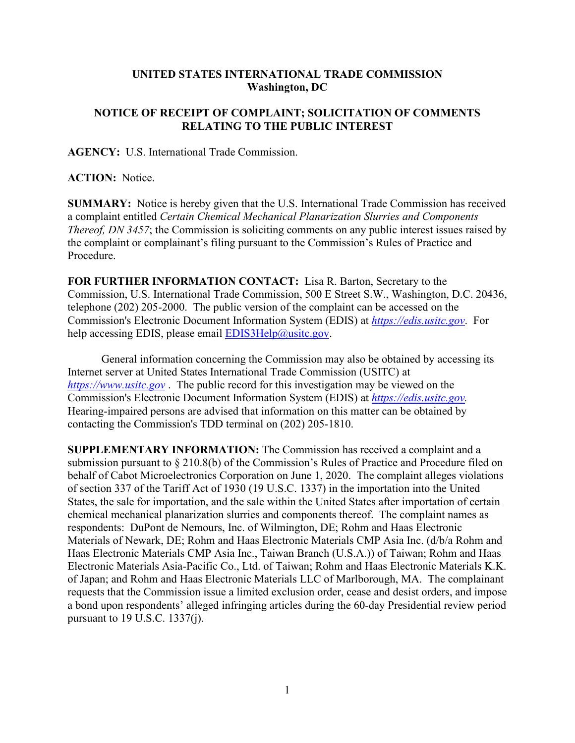# UNITED STATES INTERNATIONAL TRADE COMMISSION
## Washington, DC

## NOTICE OF RECEIPT OF COMPLAINT; SOLICITATION OF COMMENTS RELATING TO THE PUBLIC INTEREST

**AGENCY:** U.S. International Trade Commission.

**ACTION:** Notice.

**SUMMARY:** Notice is hereby given that the U.S. International Trade Commission has received a complaint entitled *Certain Chemical Mechanical Planarization Slurries and Components Thereof, DN 3457*; the Commission is soliciting comments on any public interest issues raised by the complaint or complainant's filing pursuant to the Commission's Rules of Practice and Procedure.

**FOR FURTHER INFORMATION CONTACT:** Lisa R. Barton, Secretary to the Commission, U.S. International Trade Commission, 500 E Street S.W., Washington, D.C. 20436, telephone (202) 205-2000. The public version of the complaint can be accessed on the Commission's Electronic Document Information System (EDIS) at *https://edis.usitc.gov*. For help accessing EDIS, please email EDIS3Help@usitc.gov.

General information concerning the Commission may also be obtained by accessing its Internet server at United States International Trade Commission (USITC) at *https://www.usitc.gov* . The public record for this investigation may be viewed on the Commission's Electronic Document Information System (EDIS) at *https://edis.usitc.gov.* Hearing-impaired persons are advised that information on this matter can be obtained by contacting the Commission's TDD terminal on (202) 205-1810.

**SUPPLEMENTARY INFORMATION:** The Commission has received a complaint and a submission pursuant to § 210.8(b) of the Commission's Rules of Practice and Procedure filed on behalf of Cabot Microelectronics Corporation on June 1, 2020. The complaint alleges violations of section 337 of the Tariff Act of 1930 (19 U.S.C. 1337) in the importation into the United States, the sale for importation, and the sale within the United States after importation of certain chemical mechanical planarization slurries and components thereof. The complaint names as respondents: DuPont de Nemours, Inc. of Wilmington, DE; Rohm and Haas Electronic Materials of Newark, DE; Rohm and Haas Electronic Materials CMP Asia Inc. (d/b/a Rohm and Haas Electronic Materials CMP Asia Inc., Taiwan Branch (U.S.A.)) of Taiwan; Rohm and Haas Electronic Materials Asia-Pacific Co., Ltd. of Taiwan; Rohm and Haas Electronic Materials K.K. of Japan; and Rohm and Haas Electronic Materials LLC of Marlborough, MA. The complainant requests that the Commission issue a limited exclusion order, cease and desist orders, and impose a bond upon respondents' alleged infringing articles during the 60-day Presidential review period pursuant to 19 U.S.C. 1337(j).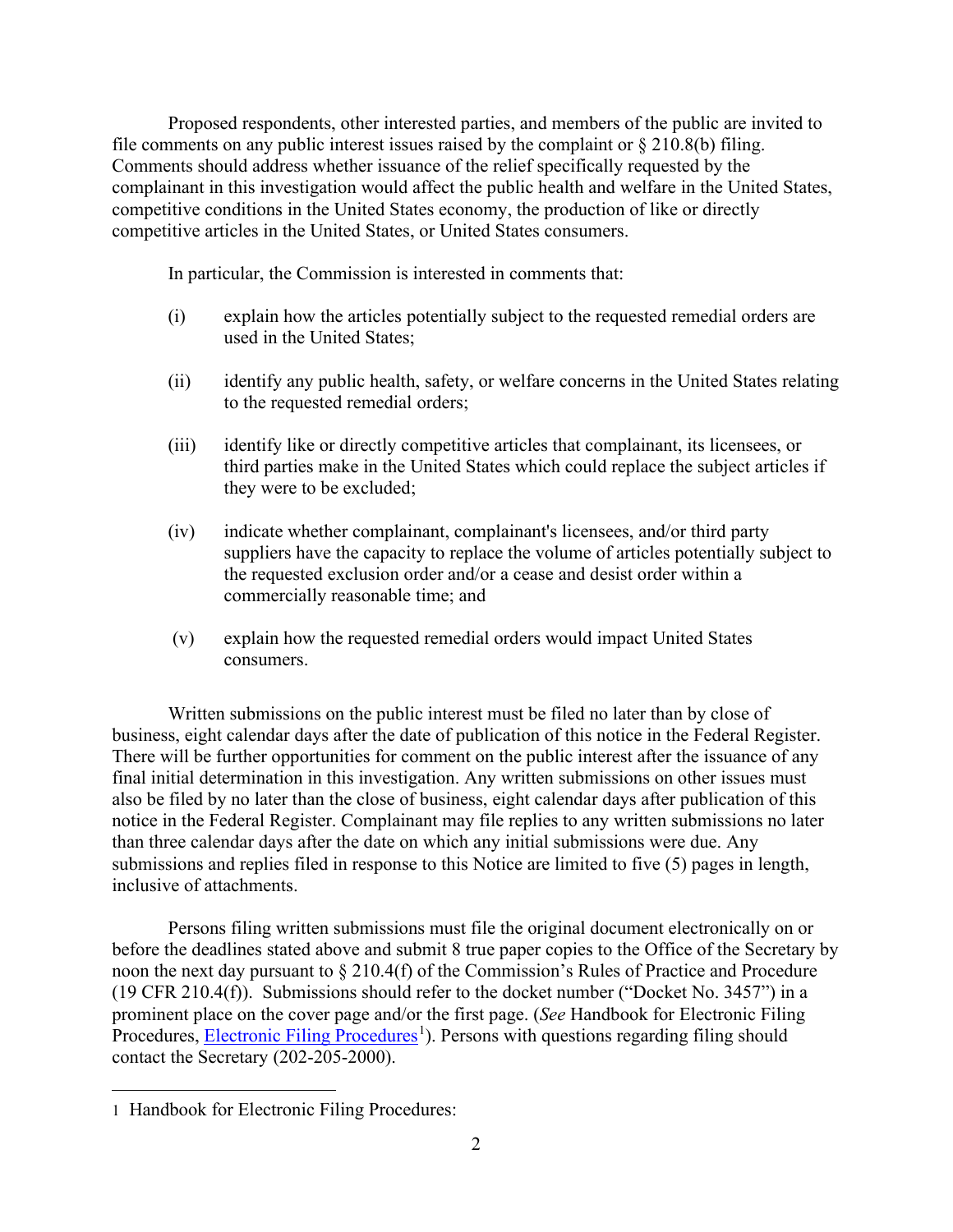Proposed respondents, other interested parties, and members of the public are invited to file comments on any public interest issues raised by the complaint or § 210.8(b) filing. Comments should address whether issuance of the relief specifically requested by the complainant in this investigation would affect the public health and welfare in the United States, competitive conditions in the United States economy, the production of like or directly competitive articles in the United States, or United States consumers.

In particular, the Commission is interested in comments that:

(i) explain how the articles potentially subject to the requested remedial orders are used in the United States;

(ii) identify any public health, safety, or welfare concerns in the United States relating to the requested remedial orders;

(iii) identify like or directly competitive articles that complainant, its licensees, or third parties make in the United States which could replace the subject articles if they were to be excluded;

(iv) indicate whether complainant, complainant's licensees, and/or third party suppliers have the capacity to replace the volume of articles potentially subject to the requested exclusion order and/or a cease and desist order within a commercially reasonable time; and

(v) explain how the requested remedial orders would impact United States consumers.

Written submissions on the public interest must be filed no later than by close of business, eight calendar days after the date of publication of this notice in the Federal Register. There will be further opportunities for comment on the public interest after the issuance of any final initial determination in this investigation. Any written submissions on other issues must also be filed by no later than the close of business, eight calendar days after publication of this notice in the Federal Register. Complainant may file replies to any written submissions no later than three calendar days after the date on which any initial submissions were due. Any submissions and replies filed in response to this Notice are limited to five (5) pages in length, inclusive of attachments.

Persons filing written submissions must file the original document electronically on or before the deadlines stated above and submit 8 true paper copies to the Office of the Secretary by noon the next day pursuant to § 210.4(f) of the Commission's Rules of Practice and Procedure (19 CFR 210.4(f)). Submissions should refer to the docket number ("Docket No. 3457") in a prominent place on the cover page and/or the first page. (*See* Handbook for Electronic Filing Procedures, Electronic Filing Procedures[1]). Persons with questions regarding filing should contact the Secretary (202-205-2000).

---

[1] Handbook for Electronic Filing Procedures: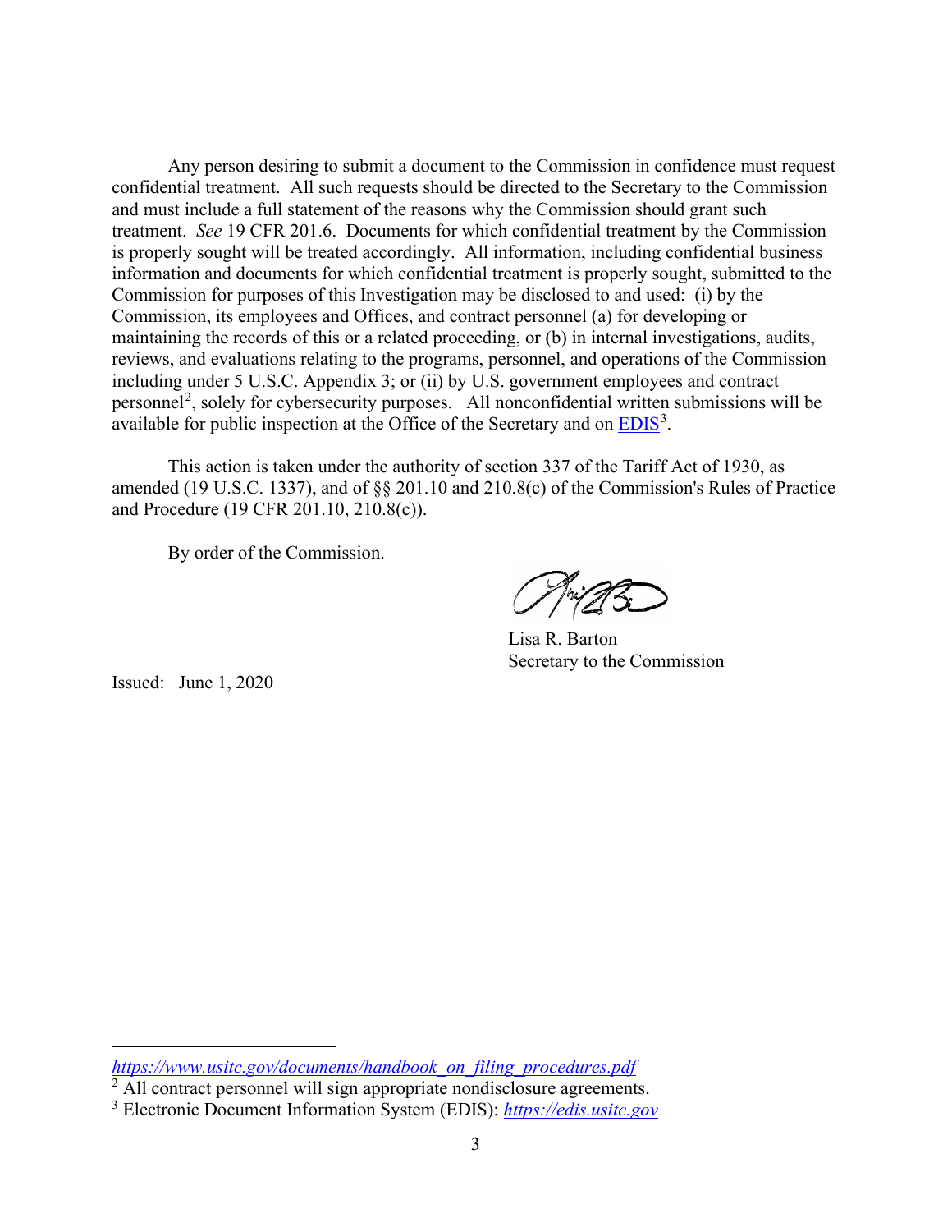Any person desiring to submit a document to the Commission in confidence must request confidential treatment. All such requests should be directed to the Secretary to the Commission and must include a full statement of the reasons why the Commission should grant such treatment. *See* 19 CFR 201.6. Documents for which confidential treatment by the Commission is properly sought will be treated accordingly. All information, including confidential business information and documents for which confidential treatment is properly sought, submitted to the Commission for purposes of this Investigation may be disclosed to and used: (i) by the Commission, its employees and Offices, and contract personnel (a) for developing or maintaining the records of this or a related proceeding, or (b) in internal investigations, audits, reviews, and evaluations relating to the programs, personnel, and operations of the Commission including under 5 U.S.C. Appendix 3; or (ii) by U.S. government employees and contract personnel[2], solely for cybersecurity purposes. All nonconfidential written submissions will be available for public inspection at the Office of the Secretary and on EDIS[3].

This action is taken under the authority of section 337 of the Tariff Act of 1930, as amended (19 U.S.C. 1337), and of §§ 201.10 and 210.8(c) of the Commission's Rules of Practice and Procedure (19 CFR 201.10, 210.8(c)).

By order of the Commission.

Lisa R. Barton
Secretary to the Commission

Issued: June 1, 2020

---

*https://www.usitc.gov/documents/handbook_on_filing_procedures.pdf*

[2] All contract personnel will sign appropriate nondisclosure agreements.

[3] Electronic Document Information System (EDIS): *https://edis.usitc.gov*